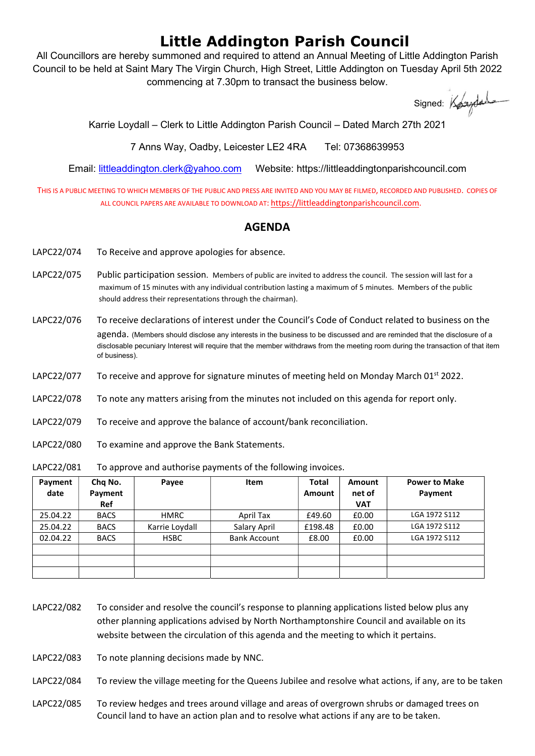# Little Addington Parish Council

All Councillors are hereby summoned and required to attend an Annual Meeting of Little Addington Parish Council to be held at Saint Mary The Virgin Church, High Street, Little Addington on Tuesday April 5th 2022 commencing at 7.30pm to transact the business below.

Signed:

Karrie Loydall – Clerk to Little Addington Parish Council – Dated March 27th 2021

7 Anns Way, Oadby, Leicester LE2 4RA Tel: 07368639953

Email: littleaddington.clerk@yahoo.com Website: https://littleaddingtonparishcouncil.com

THIS IS A PUBLIC MEETING TO WHICH MEMBERS OF THE PUBLIC AND PRESS ARE INVITED AND YOU MAY BE FILMED, RECORDED AND PUBLISHED. COPIES OF ALL COUNCIL PAPERS ARE AVAILABLE TO DOWNLOAD AT: https://littleaddingtonparishcouncil.com.

## AGENDA

LAPC22/074 To Receive and approve apologies for absence.

LAPC22/075 Public participation session. Members of public are invited to address the council. The session will last for a maximum of 15 minutes with any individual contribution lasting a maximum of 5 minutes. Members of the public should address their representations through the chairman).

LAPC22/076 To receive declarations of interest under the Council's Code of Conduct related to business on the agenda. (Members should disclose any interests in the business to be discussed and are reminded that the disclosure of a disclosable pecuniary Interest will require that the member withdraws from the meeting room during the transaction of that item of business).

LAPC22/077 To receive and approve for signature minutes of meeting held on Monday March 01st 2022.

LAPC22/078 To note any matters arising from the minutes not included on this agenda for report only.

LAPC22/079 To receive and approve the balance of account/bank reconciliation.

LAPC22/080 To examine and approve the Bank Statements.

LAPC22/081 To approve and authorise payments of the following invoices.

| Payment date | Chq No. Payment Ref | Payee | Item | Total Amount | Amount net of VAT | Power to Make Payment |
|---|---|---|---|---|---|---|
| 25.04.22 | BACS | HMRC | April Tax | £49.60 | £0.00 | LGA 1972 S112 |
| 25.04.22 | BACS | Karrie Loydall | Salary April | £198.48 | £0.00 | LGA 1972 S112 |
| 02.04.22 | BACS | HSBC | Bank Account | £8.00 | £0.00 | LGA 1972 S112 |
| | | | | | | |
| | | | | | | |
| | | | | | | |

LAPC22/082 To consider and resolve the council's response to planning applications listed below plus any other planning applications advised by North Northamptonshire Council and available on its website between the circulation of this agenda and the meeting to which it pertains.

LAPC22/083 To note planning decisions made by NNC.

LAPC22/084 To review the village meeting for the Queens Jubilee and resolve what actions, if any, are to be taken

LAPC22/085 To review hedges and trees around village and areas of overgrown shrubs or damaged trees on Council land to have an action plan and to resolve what actions if any are to be taken.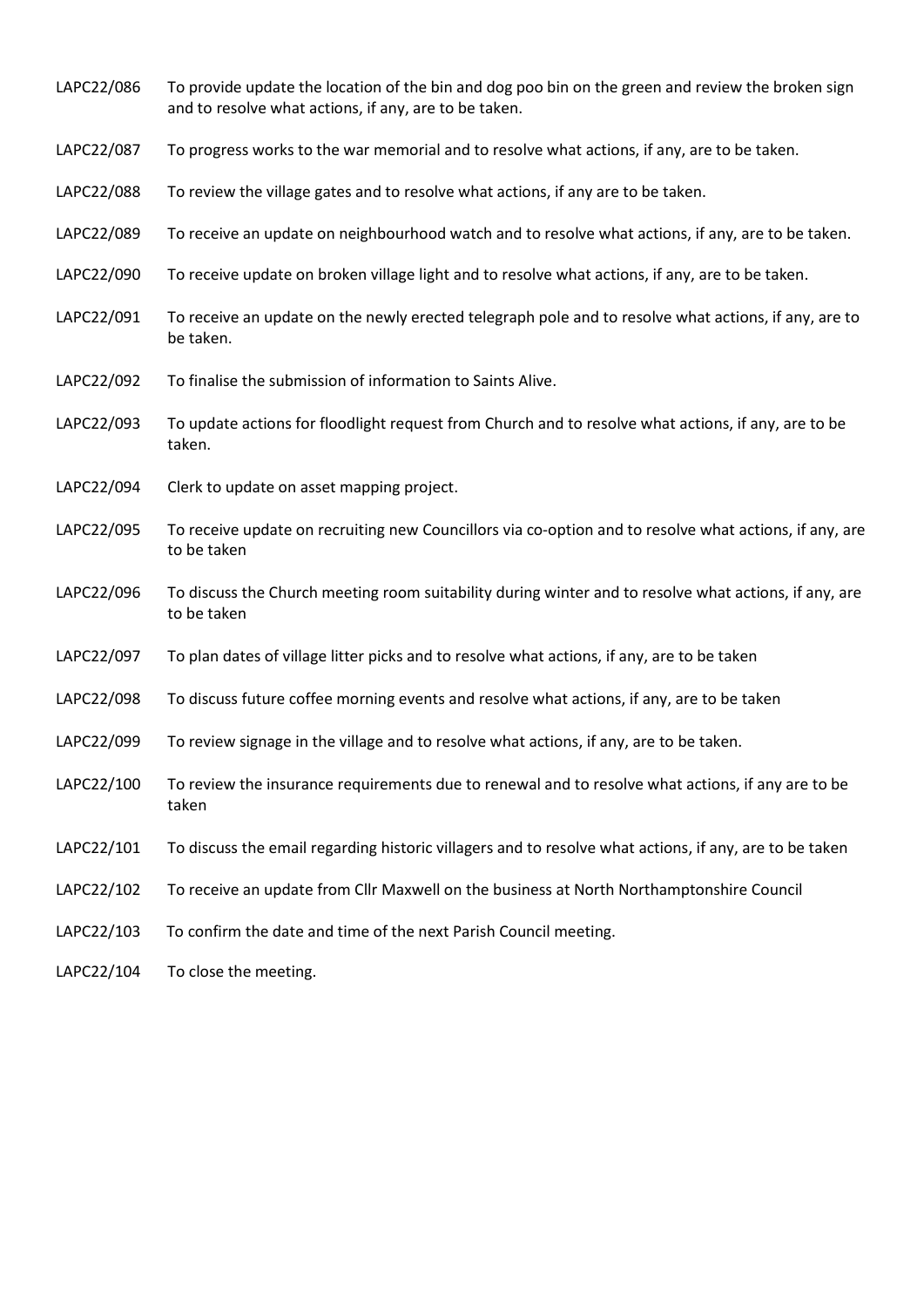LAPC22/086 To provide update the location of the bin and dog poo bin on the green and review the broken sign and to resolve what actions, if any, are to be taken.

LAPC22/087 To progress works to the war memorial and to resolve what actions, if any, are to be taken.

LAPC22/088 To review the village gates and to resolve what actions, if any are to be taken.

LAPC22/089 To receive an update on neighbourhood watch and to resolve what actions, if any, are to be taken.

LAPC22/090 To receive update on broken village light and to resolve what actions, if any, are to be taken.

LAPC22/091 To receive an update on the newly erected telegraph pole and to resolve what actions, if any, are to be taken.

LAPC22/092 To finalise the submission of information to Saints Alive.

LAPC22/093 To update actions for floodlight request from Church and to resolve what actions, if any, are to be taken.

LAPC22/094 Clerk to update on asset mapping project.

LAPC22/095 To receive update on recruiting new Councillors via co-option and to resolve what actions, if any, are to be taken

LAPC22/096 To discuss the Church meeting room suitability during winter and to resolve what actions, if any, are to be taken

LAPC22/097 To plan dates of village litter picks and to resolve what actions, if any, are to be taken

LAPC22/098 To discuss future coffee morning events and resolve what actions, if any, are to be taken

LAPC22/099 To review signage in the village and to resolve what actions, if any, are to be taken.

LAPC22/100 To review the insurance requirements due to renewal and to resolve what actions, if any are to be taken

LAPC22/101 To discuss the email regarding historic villagers and to resolve what actions, if any, are to be taken

LAPC22/102 To receive an update from Cllr Maxwell on the business at North Northamptonshire Council

LAPC22/103 To confirm the date and time of the next Parish Council meeting.

LAPC22/104 To close the meeting.